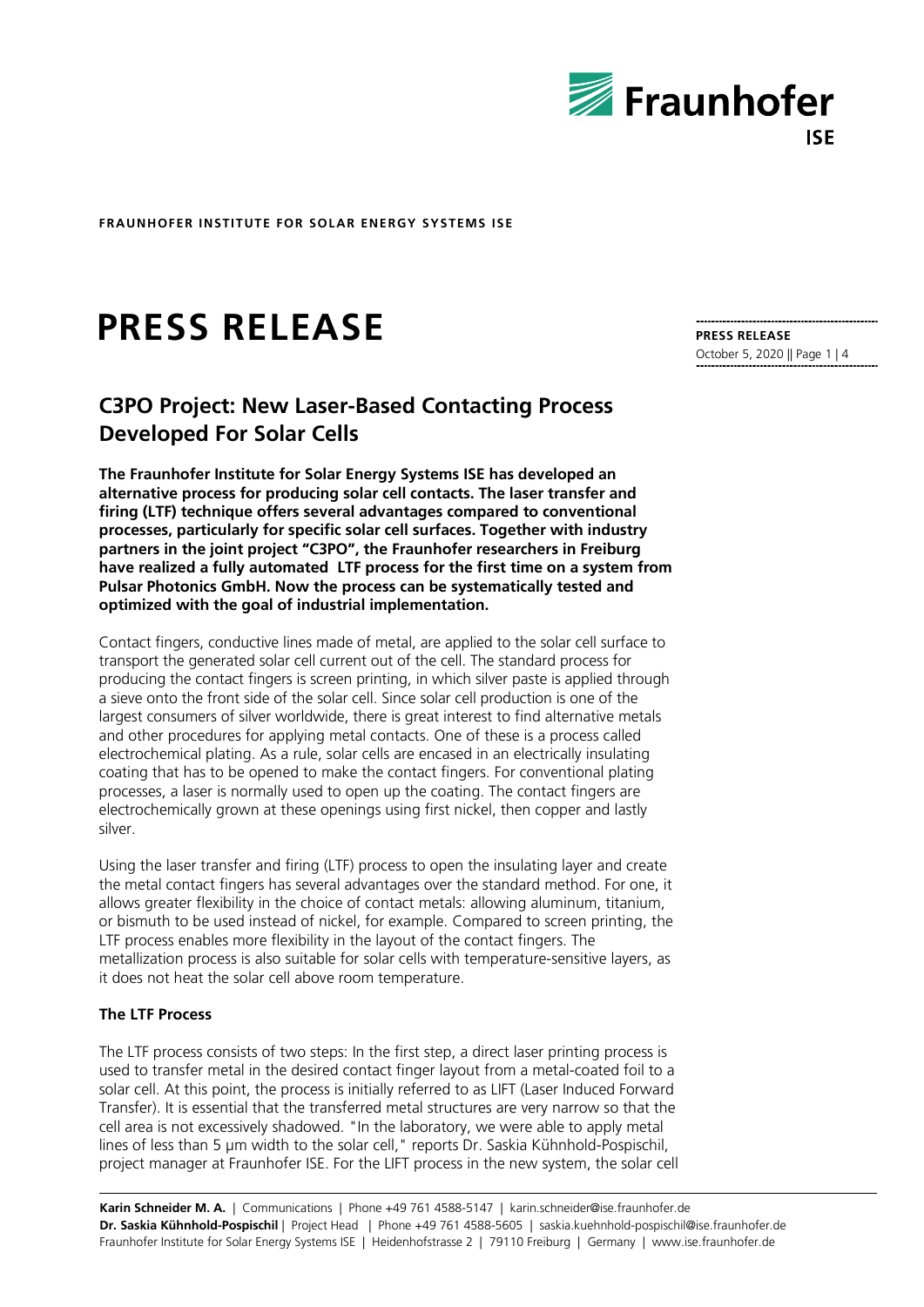**FRAUNHOFER INSTITUTE FOR SOLAR ENERGY SYSTEMS ISE**

# PRESS RELEASE

## C3PO Project: New Laser-Based Contacting Process Developed For Solar Cells

**The Fraunhofer Institute for Solar Energy Systems ISE has developed an alternative process for producing solar cell contacts. The laser transfer and firing (LTF) technique offers several advantages compared to conventional processes, particularly for specific solar cell surfaces. Together with industry partners in the joint project "C3PO", the Fraunhofer researchers in Freiburg have realized a fully automated LTF process for the first time on a system from Pulsar Photonics GmbH. Now the process can be systematically tested and optimized with the goal of industrial implementation.**

Contact fingers, conductive lines made of metal, are applied to the solar cell surface to transport the generated solar cell current out of the cell. The standard process for producing the contact fingers is screen printing, in which silver paste is applied through a sieve onto the front side of the solar cell. Since solar cell production is one of the largest consumers of silver worldwide, there is great interest to find alternative metals and other procedures for applying metal contacts. One of these is a process called electrochemical plating. As a rule, solar cells are encased in an electrically insulating coating that has to be opened to make the contact fingers. For conventional plating processes, a laser is normally used to open up the coating. The contact fingers are electrochemically grown at these openings using first nickel, then copper and lastly silver.

Using the laser transfer and firing (LTF) process to open the insulating layer and create the metal contact fingers has several advantages over the standard method. For one, it allows greater flexibility in the choice of contact metals: allowing aluminum, titanium, or bismuth to be used instead of nickel, for example. Compared to screen printing, the LTF process enables more flexibility in the layout of the contact fingers. The metallization process is also suitable for solar cells with temperature-sensitive layers, as it does not heat the solar cell above room temperature.

### The LTF Process

The LTF process consists of two steps: In the first step, a direct laser printing process is used to transfer metal in the desired contact finger layout from a metal-coated foil to a solar cell. At this point, the process is initially referred to as LIFT (Laser Induced Forward Transfer). It is essential that the transferred metal structures are very narrow so that the cell area is not excessively shadowed. "In the laboratory, we were able to apply metal lines of less than 5 µm width to the solar cell," reports Dr. Saskia Kühnhold-Pospischil, project manager at Fraunhofer ISE. For the LIFT process in the new system, the solar cell

**Karin Schneider M. A.** | Communications | Phone +49 761 4588-5147 | karin.schneider@ise.fraunhofer.de
**Dr. Saskia Kühnhold-Pospischil** | Project Head | Phone +49 761 4588-5605 | saskia.kuehnhold-pospischil@ise.fraunhofer.de
Fraunhofer Institute for Solar Energy Systems ISE | Heidenhofstrasse 2 | 79110 Freiburg | Germany | www.ise.fraunhofer.de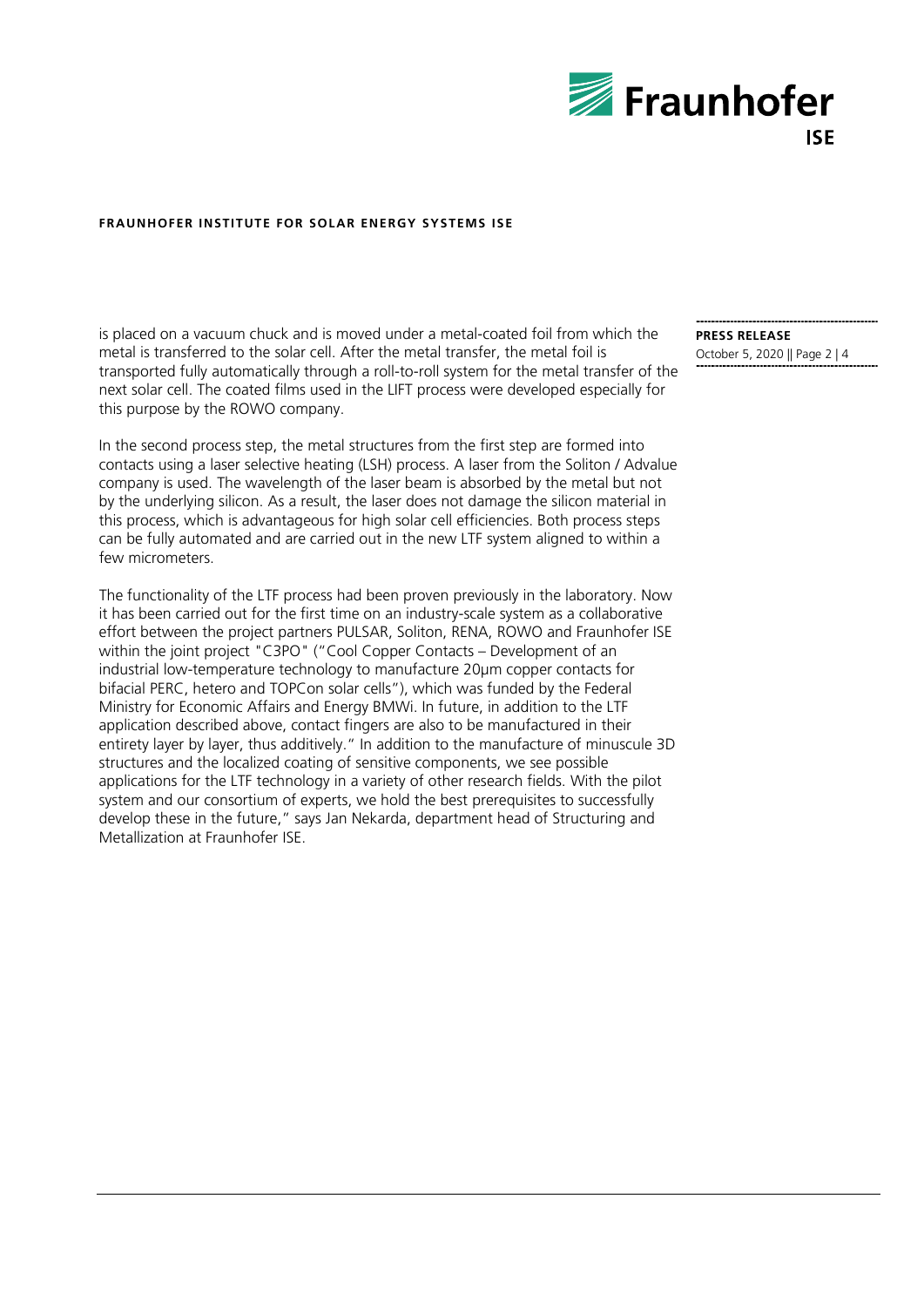is placed on a vacuum chuck and is moved under a metal-coated foil from which the metal is transferred to the solar cell. After the metal transfer, the metal foil is transported fully automatically through a roll-to-roll system for the metal transfer of the next solar cell. The coated films used in the LIFT process were developed especially for this purpose by the ROWO company.

In the second process step, the metal structures from the first step are formed into contacts using a laser selective heating (LSH) process. A laser from the Soliton / Advalue company is used. The wavelength of the laser beam is absorbed by the metal but not by the underlying silicon. As a result, the laser does not damage the silicon material in this process, which is advantageous for high solar cell efficiencies. Both process steps can be fully automated and are carried out in the new LTF system aligned to within a few micrometers.

The functionality of the LTF process had been proven previously in the laboratory. Now it has been carried out for the first time on an industry-scale system as a collaborative effort between the project partners PULSAR, Soliton, RENA, ROWO and Fraunhofer ISE within the joint project "C3PO" ("Cool Copper Contacts – Development of an industrial low-temperature technology to manufacture 20µm copper contacts for bifacial PERC, hetero and TOPCon solar cells"), which was funded by the Federal Ministry for Economic Affairs and Energy BMWi. In future, in addition to the LTF application described above, contact fingers are also to be manufactured in their entirety layer by layer, thus additively." In addition to the manufacture of minuscule 3D structures and the localized coating of sensitive components, we see possible applications for the LTF technology in a variety of other research fields. With the pilot system and our consortium of experts, we hold the best prerequisites to successfully develop these in the future," says Jan Nekarda, department head of Structuring and Metallization at Fraunhofer ISE.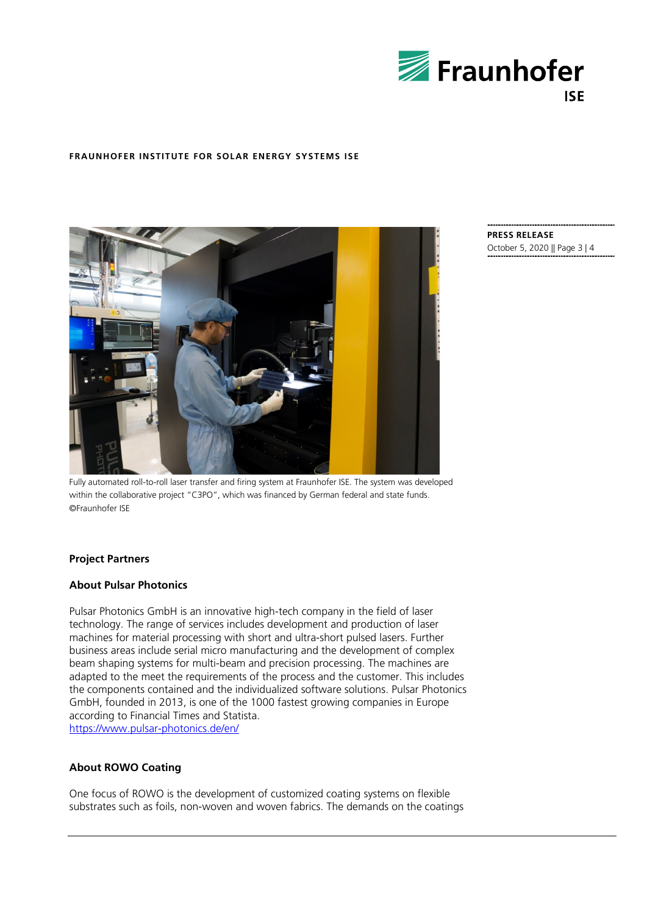Fully automated roll-to-roll laser transfer and firing system at Fraunhofer ISE. The system was developed within the collaborative project "C3PO", which was financed by German federal and state funds. ©Fraunhofer ISE

**Project Partners**

**About Pulsar Photonics**

Pulsar Photonics GmbH is an innovative high-tech company in the field of laser technology. The range of services includes development and production of laser machines for material processing with short and ultra-short pulsed lasers. Further business areas include serial micro manufacturing and the development of complex beam shaping systems for multi-beam and precision processing. The machines are adapted to the meet the requirements of the process and the customer. This includes the components contained and the individualized software solutions. Pulsar Photonics GmbH, founded in 2013, is one of the 1000 fastest growing companies in Europe according to Financial Times and Statista.
https://www.pulsar-photonics.de/en/

**About ROWO Coating**

One focus of ROWO is the development of customized coating systems on flexible substrates such as foils, non-woven and woven fabrics. The demands on the coatings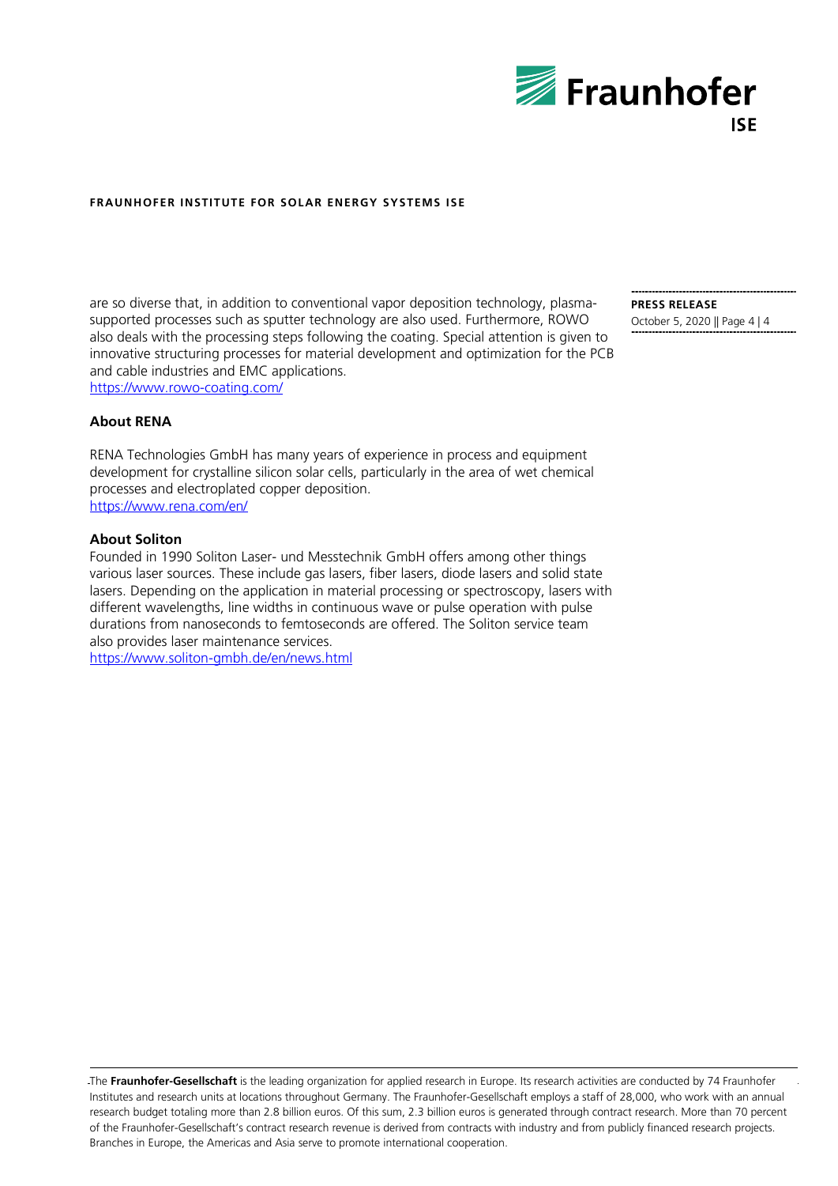are so diverse that, in addition to conventional vapor deposition technology, plasma-supported processes such as sputter technology are also used. Furthermore, ROWO also deals with the processing steps following the coating. Special attention is given to innovative structuring processes for material development and optimization for the PCB and cable industries and EMC applications.
https://www.rowo-coating.com/

**About RENA**

RENA Technologies GmbH has many years of experience in process and equipment development for crystalline silicon solar cells, particularly in the area of wet chemical processes and electroplated copper deposition.
https://www.rena.com/en/

**About Soliton**

Founded in 1990 Soliton Laser- und Messtechnik GmbH offers among other things various laser sources. These include gas lasers, fiber lasers, diode lasers and solid state lasers. Depending on the application in material processing or spectroscopy, lasers with different wavelengths, line widths in continuous wave or pulse operation with pulse durations from nanoseconds to femtoseconds are offered. The Soliton service team also provides laser maintenance services.
https://www.soliton-gmbh.de/en/news.html

The **Fraunhofer-Gesellschaft** is the leading organization for applied research in Europe. Its research activities are conducted by 74 Fraunhofer Institutes and research units at locations throughout Germany. The Fraunhofer-Gesellschaft employs a staff of 28,000, who work with an annual research budget totaling more than 2.8 billion euros. Of this sum, 2.3 billion euros is generated through contract research. More than 70 percent of the Fraunhofer-Gesellschaft's contract research revenue is derived from contracts with industry and from publicly financed research projects. Branches in Europe, the Americas and Asia serve to promote international cooperation.